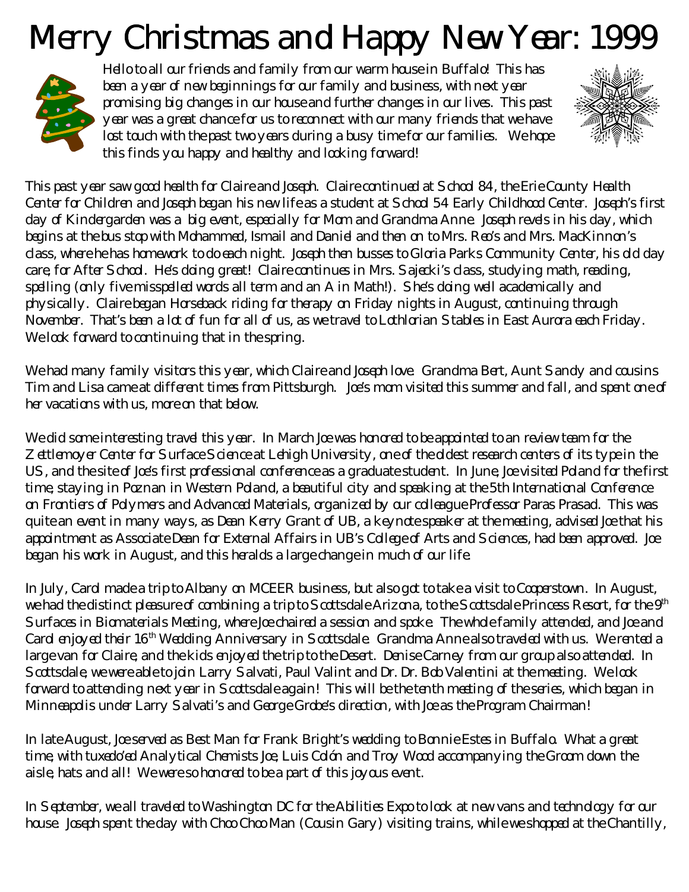# Merry Christmas and Happy New Year: 1999

Hello to all our friends and family from our warm house in Buffalo! This has been a year of new beginnings for our family and business, with next year promising big changes in our house and further changes in our lives. This past year was a great chance for us to reconnect with our many friends that we have lost touch with the past two years during a busy time for our families. We hope this finds you happy and healthy and looking forward!

This past year saw good health for Claire and Joseph. Claire continued at School 84, the Erie County Health Center for Children and Joseph began his new life as a student at School 54 Early Childhood Center. Joseph's first day of Kindergarden was a big event, especially for Mom and Grandma Anne. Joseph revels in his day, which begins at the bus stop with Mohammed, Ismail and Daniel and then on to Mrs. Reo's and Mrs. MacKinnon's class, where he has homework to do each night. Joseph then busses to Gloria Parks Community Center, his old day care, for After School. He's doing great! Claire continues in Mrs. Sajecki's class, studying math, reading, spelling (only five misspelled words all term and an A in Math!). She's doing well academically and physically. Claire began Horseback riding for therapy on Friday nights in August, continuing through November. That's been a lot of fun for all of us, as we travel to Lothlorian Stables in East Aurora each Friday. We look forward to continuing that in the spring.

We had many family visitors this year, which Claire and Joseph love. Grandma Bert, Aunt Sandy and cousins Tim and Lisa came at different times from Pittsburgh. Joe's mom visited this summer and fall, and spent one of her vacations with us, more on that below.

We did some interesting travel this year. In March Joe was honored to be appointed to an review team for the Zettlemoyer Center for Surface Science at Lehigh University, one of the oldest research centers of its type in the US, and the site of Joe's first professional conference as a graduate student. In June, Joe visited Poland for the first time, staying in Poznan in Western Poland, a beautiful city and speaking at the 5th International Conference on Frontiers of Polymers and Advanced Materials, organized by our colleague Professor Paras Prasad. This was quite an event in many ways, as Dean Kerry Grant of UB, a keynote speaker at the meeting, advised Joe that his appointment as Associate Dean for External Affairs in UB's College of Arts and Sciences, had been approved. Joe began his work in August, and this heralds a large change in much of our life.

In July, Carol made a trip to Albany on MCEER business, but also got to take a visit to Cooperstown. In August, we had the distinct pleasure of combining a trip to Scottsdale Arizona, to the Scottsdale Princess Resort, for the 9th Surfaces in Biomaterials Meeting, where Joe chaired a session and spoke. The whole family attended, and Joe and Carol enjoyed their 16th Wedding Anniversary in Scottsdale. Grandma Anne also traveled with us. We rented a large van for Claire, and the kids enjoyed the trip to the Desert. Denise Carney from our group also attended. In Scottsdale, we were able to join Larry Salvati, Paul Valint and Dr. Dr. Bob Valentini at the meeting. We look forward to attending next year in Scottsdale again! This will be the tenth meeting of the series, which began in Minneapolis under Larry Salvati's and George Grobe's direction, with Joe as the Program Chairman!

In late August, Joe served as Best Man for Frank Bright's wedding to Bonnie Estes in Buffalo. What a great time, with tuxedo'ed Analytical Chemists Joe, Luis Colón and Troy Wood accompanying the Groom down the aisle, hats and all! We were so honored to be a part of this joyous event.

In September, we all traveled to Washington DC for the Abilities Expo to look at new vans and technology for our house. Joseph spent the day with Choo Choo Man (Cousin Gary) visiting trains, while we shopped at the Chantilly,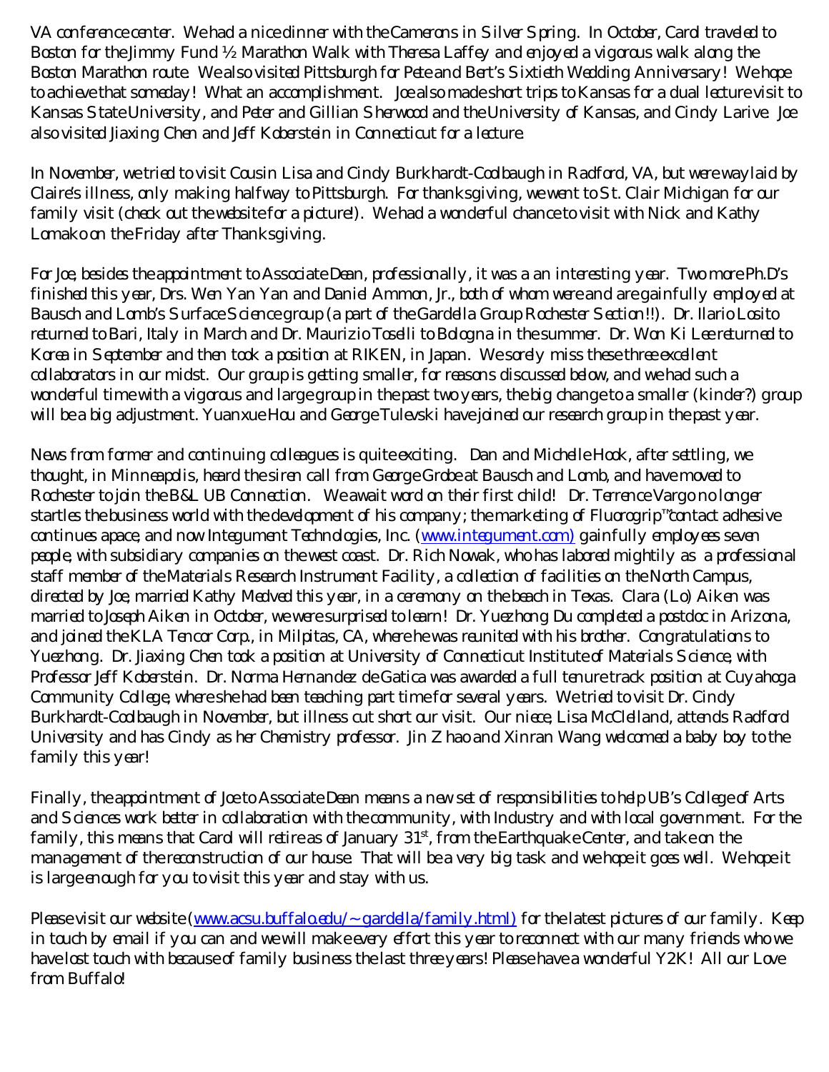VA conference center. We had a nice dinner with the Camerons in Silver Spring. In October, Carol traveled to Boston for the Jimmy Fund ½ Marathon Walk with Theresa Laffey and enjoyed a vigorous walk along the Boston Marathon route. We also visited Pittsburgh for Pete and Bert's Sixtieth Wedding Anniversary! We hope to achieve that someday! What an accomplishment. Joe also made short trips to Kansas for a dual lecture visit to Kansas State University, and Peter and Gillian Sherwood and the University of Kansas, and Cindy Larive. Joe also visited Jiaxing Chen and Jeff Koberstein in Connecticut for a lecture.

In November, we tried to visit Cousin Lisa and Cindy Burkhardt-Coolbaugh in Radford, VA, but were waylaid by Claire's illness, only making halfway to Pittsburgh. For thanksgiving, we went to St. Clair Michigan for our family visit (check out the website for a picture!). We had a wonderful chance to visit with Nick and Kathy Lomako on the Friday after Thanksgiving.

For Joe, besides the appointment to Associate Dean, professionally, it was a an interesting year. Two more Ph.D's finished this year, Drs. Wen Yan Yan and Daniel Ammon, Jr., both of whom were and are gainfully employed at Bausch and Lomb's Surface Science group (a part of the Gardella Group Rochester Section!!). Dr. Ilario Losito returned to Bari, Italy in March and Dr. Maurizio Toselli to Bologna in the summer. Dr. Won Ki Lee returned to Korea in September and then took a position at RIKEN, in Japan. We sorely miss these three excellent collaborators in our midst. Our group is getting smaller, for reasons discussed below, and we had such a wonderful time with a vigorous and large group in the past two years, the big change to a smaller (kinder?) group will be a big adjustment. Yuanxue Hou and George Tulevski have joined our research group in the past year.

News from former and continuing colleagues is quite exciting. Dan and Michelle Hook, after settling, we thought, in Minneapolis, heard the siren call from George Grobe at Bausch and Lomb, and have moved to Rochester to join the B&L UB Connection. We await word on their first child! Dr. Terrence Vargo no longer startles the business world with the development of his company; the marketing of Fluorogrip™contact adhesive continues apace, and now Integument Technologies, Inc. (www.integument.com) gainfully employees seven people, with subsidiary companies on the west coast. Dr. Rich Nowak, who has labored mightily as a professional staff member of the Materials Research Instrument Facility, a collection of facilities on the North Campus, directed by Joe, married Kathy Medved this year, in a ceremony on the beach in Texas. Clara (Lo) Aiken was married to Joseph Aiken in October, we were surprised to learn! Dr. Yuezhong Du completed a postdoc in Arizona, and joined the KLA Tencor Corp., in Milpitas, CA, where he was reunited with his brother. Congratulations to Yuezhong. Dr. Jiaxing Chen took a position at University of Connecticut Institute of Materials Science, with Professor Jeff Koberstein. Dr. Norma Hernandez de Gatica was awarded a full tenure track position at Cuyahoga Community College, where she had been teaching part time for several years. We tried to visit Dr. Cindy Burkhardt-Coolbaugh in November, but illness cut short our visit. Our niece, Lisa McClelland, attends Radford University and has Cindy as her Chemistry professor. Jin Zhao and Xinran Wang welcomed a baby boy to the family this year!

Finally, the appointment of Joe to Associate Dean means a new set of responsibilities to help UB's College of Arts and Sciences work better in collaboration with the community, with Industry and with local government. For the family, this means that Carol will retire as of January 31st, from the Earthquake Center, and take on the management of the reconstruction of our house. That will be a very big task and we hope it goes well. We hope it is large enough for you to visit this year and stay with us.

Please visit our website (www.acsu.buffalo.edu/~gardella/family.html) for the latest pictures of our family. Keep in touch by email if you can and we will make every effort this year to reconnect with our many friends who we have lost touch with because of family business the last three years! Please have a wonderful Y2K! All our Love from Buffalo!